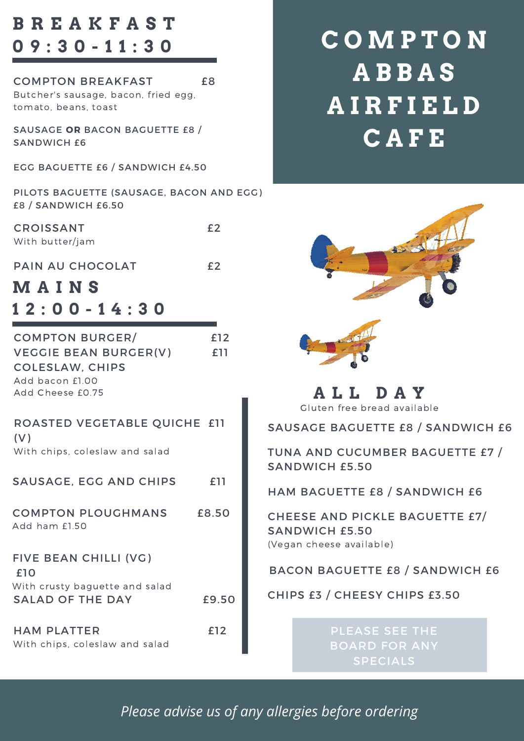# COMPTON ABBAS AIRFIELD CAFE

## BREAKFAST 09:30-11:30

**COMPTON BREAKFAST** £8
Butcher's sausage, bacon, fried egg, tomato, beans, toast

SAUSAGE **OR** BACON BAGUETTE £8 / SANDWICH £6

EGG BAGUETTE £6 / SANDWICH £4.50

PILOTS BAGUETTE (SAUSAGE, BACON AND EGG) £8 / SANDWICH £6.50

**CROISSANT** £2
With butter/jam

**PAIN AU CHOCOLAT** £2

## MAINS 12:00-14:30

**COMPTON BURGER/** £12
**VEGGIE BEAN BURGER(V)** £11
**COLESLAW, CHIPS**
Add bacon £1.00
Add Cheese £0.75

**ROASTED VEGETABLE QUICHE (V)** £11
With chips, coleslaw and salad

**SAUSAGE, EGG AND CHIPS** £11

**COMPTON PLOUGHMANS** £8.50
Add ham £1.50

**FIVE BEAN CHILLI (VG)** £10
With crusty baguette and salad

**SALAD OF THE DAY** £9.50

**HAM PLATTER** £12
With chips, coleslaw and salad

## ALL DAY

Gluten free bread available

SAUSAGE BAGUETTE £8 / SANDWICH £6

TUNA AND CUCUMBER BAGUETTE £7 / SANDWICH £5.50

HAM BAGUETTE £8 / SANDWICH £6

CHEESE AND PICKLE BAGUETTE £7/ SANDWICH £5.50
(Vegan cheese available)

BACON BAGUETTE £8 / SANDWICH £6

CHIPS £3 / CHEESY CHIPS £3.50

PLEASE SEE THE BOARD FOR ANY SPECIALS

*Please advise us of any allergies before ordering*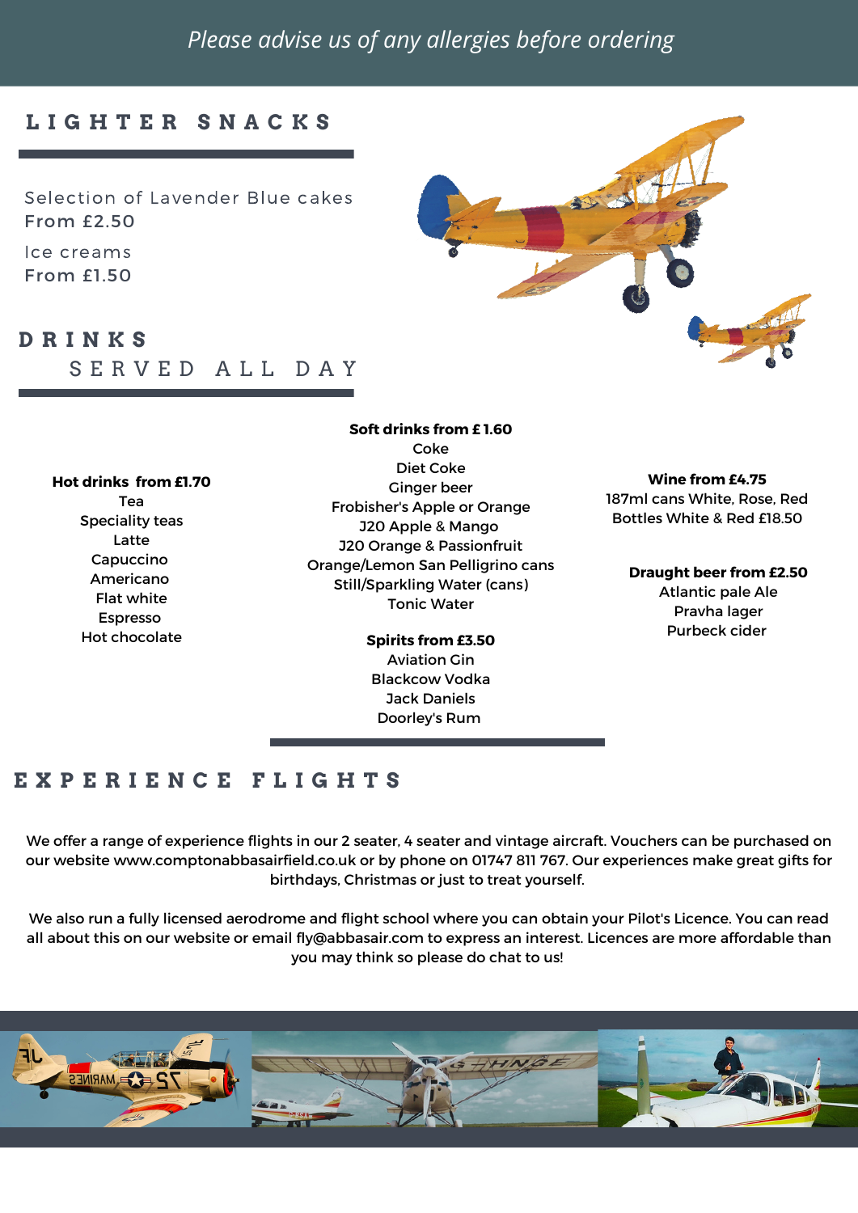*Please advise us of any allergies before ordering*

## LIGHTER SNACKS

Selection of Lavender Blue cakes
From £2.50

Ice creams
From £1.50

## DRINKS
### SERVED ALL DAY

**Hot drinks from £1.70**
Tea
Speciality teas
Latte
Capuccino
Americano
Flat white
Espresso
Hot chocolate

**Soft drinks from £ 1.60**
Coke
Diet Coke
Ginger beer
Frobisher's Apple or Orange
J20 Apple & Mango
J20 Orange & Passionfruit
Orange/Lemon San Pelligrino cans
Still/Sparkling Water (cans)
Tonic Water

**Spirits from £3.50**
Aviation Gin
Blackcow Vodka
Jack Daniels
Doorley's Rum

**Wine from £4.75**
187ml cans White, Rose, Red
Bottles White & Red £18.50

**Draught beer from £2.50**
Atlantic pale Ale
Pravha lager
Purbeck cider

## EXPERIENCE FLIGHTS

We offer a range of experience flights in our 2 seater, 4 seater and vintage aircraft. Vouchers can be purchased on our website www.comptonabbasairfield.co.uk or by phone on 01747 811 767. Our experiences make great gifts for birthdays, Christmas or just to treat yourself.

We also run a fully licensed aerodrome and flight school where you can obtain your Pilot's Licence. You can read all about this on our website or email fly@abbasair.com to express an interest. Licences are more affordable than you may think so please do chat to us!